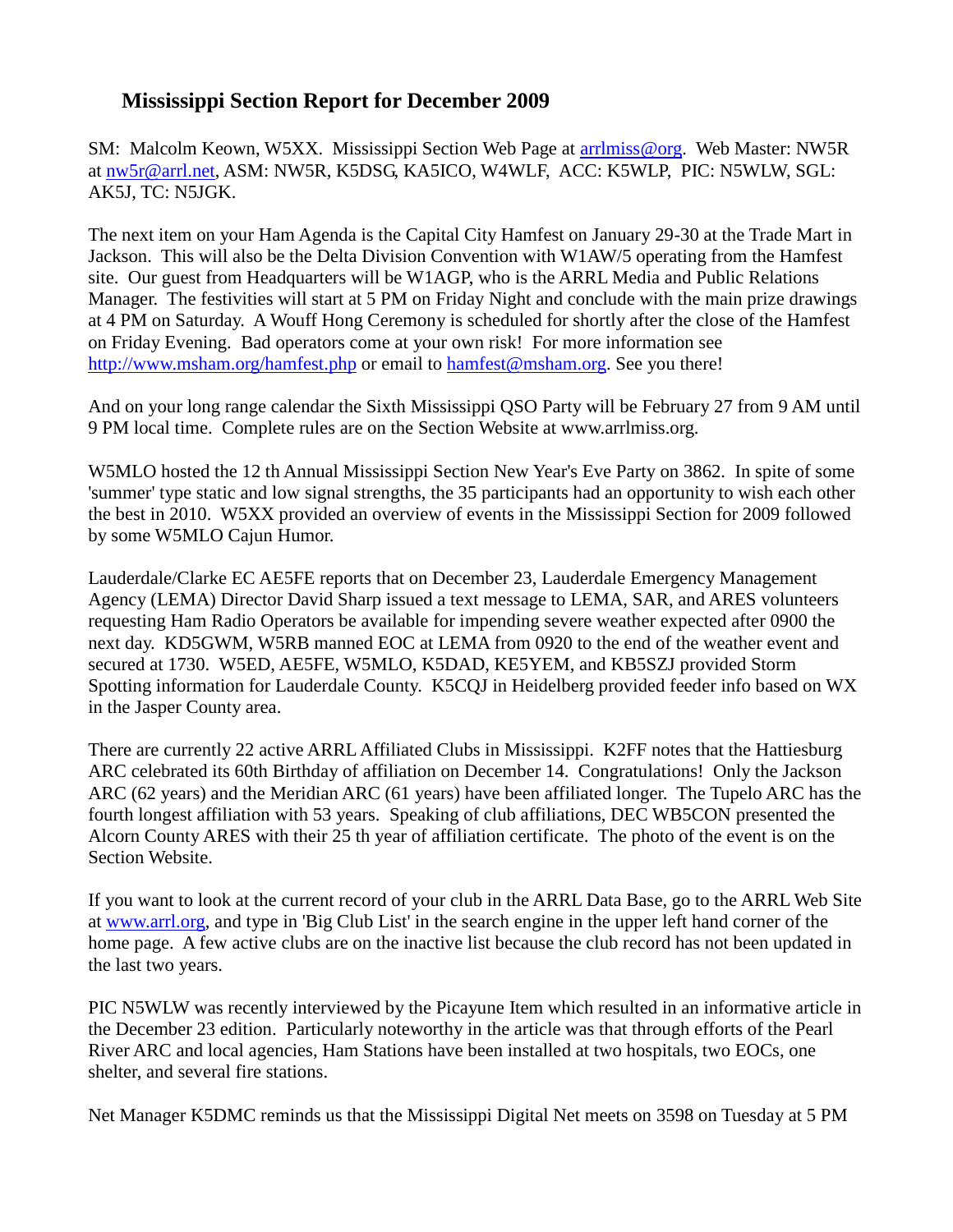## Mississippi Section Report for December 2009

SM: Malcolm Keown, W5XX. Mississippi Section Web Page at arrlmiss@org. Web Master: NW5R at nw5r@arrl.net, ASM: NW5R, K5DSG, KA5ICO, W4WLF, ACC: K5WLP, PIC: N5WLW, SGL: AK5J, TC: N5JGK.

The next item on your Ham Agenda is the Capital City Hamfest on January 29-30 at the Trade Mart in Jackson. This will also be the Delta Division Convention with W1AW/5 operating from the Hamfest site. Our guest from Headquarters will be W1AGP, who is the ARRL Media and Public Relations Manager. The festivities will start at 5 PM on Friday Night and conclude with the main prize drawings at 4 PM on Saturday. A Wouff Hong Ceremony is scheduled for shortly after the close of the Hamfest on Friday Evening. Bad operators come at your own risk! For more information see http://www.msham.org/hamfest.php or email to hamfest@msham.org. See you there!

And on your long range calendar the Sixth Mississippi QSO Party will be February 27 from 9 AM until 9 PM local time. Complete rules are on the Section Website at www.arrlmiss.org.

W5MLO hosted the 12 th Annual Mississippi Section New Year's Eve Party on 3862. In spite of some 'summer' type static and low signal strengths, the 35 participants had an opportunity to wish each other the best in 2010. W5XX provided an overview of events in the Mississippi Section for 2009 followed by some W5MLO Cajun Humor.

Lauderdale/Clarke EC AE5FE reports that on December 23, Lauderdale Emergency Management Agency (LEMA) Director David Sharp issued a text message to LEMA, SAR, and ARES volunteers requesting Ham Radio Operators be available for impending severe weather expected after 0900 the next day. KD5GWM, W5RB manned EOC at LEMA from 0920 to the end of the weather event and secured at 1730. W5ED, AE5FE, W5MLO, K5DAD, KE5YEM, and KB5SZJ provided Storm Spotting information for Lauderdale County. K5CQJ in Heidelberg provided feeder info based on WX in the Jasper County area.

There are currently 22 active ARRL Affiliated Clubs in Mississippi. K2FF notes that the Hattiesburg ARC celebrated its 60th Birthday of affiliation on December 14. Congratulations! Only the Jackson ARC (62 years) and the Meridian ARC (61 years) have been affiliated longer. The Tupelo ARC has the fourth longest affiliation with 53 years. Speaking of club affiliations, DEC WB5CON presented the Alcorn County ARES with their 25 th year of affiliation certificate. The photo of the event is on the Section Website.

If you want to look at the current record of your club in the ARRL Data Base, go to the ARRL Web Site at www.arrl.org, and type in 'Big Club List' in the search engine in the upper left hand corner of the home page. A few active clubs are on the inactive list because the club record has not been updated in the last two years.

PIC N5WLW was recently interviewed by the Picayune Item which resulted in an informative article in the December 23 edition. Particularly noteworthy in the article was that through efforts of the Pearl River ARC and local agencies, Ham Stations have been installed at two hospitals, two EOCs, one shelter, and several fire stations.

Net Manager K5DMC reminds us that the Mississippi Digital Net meets on 3598 on Tuesday at 5 PM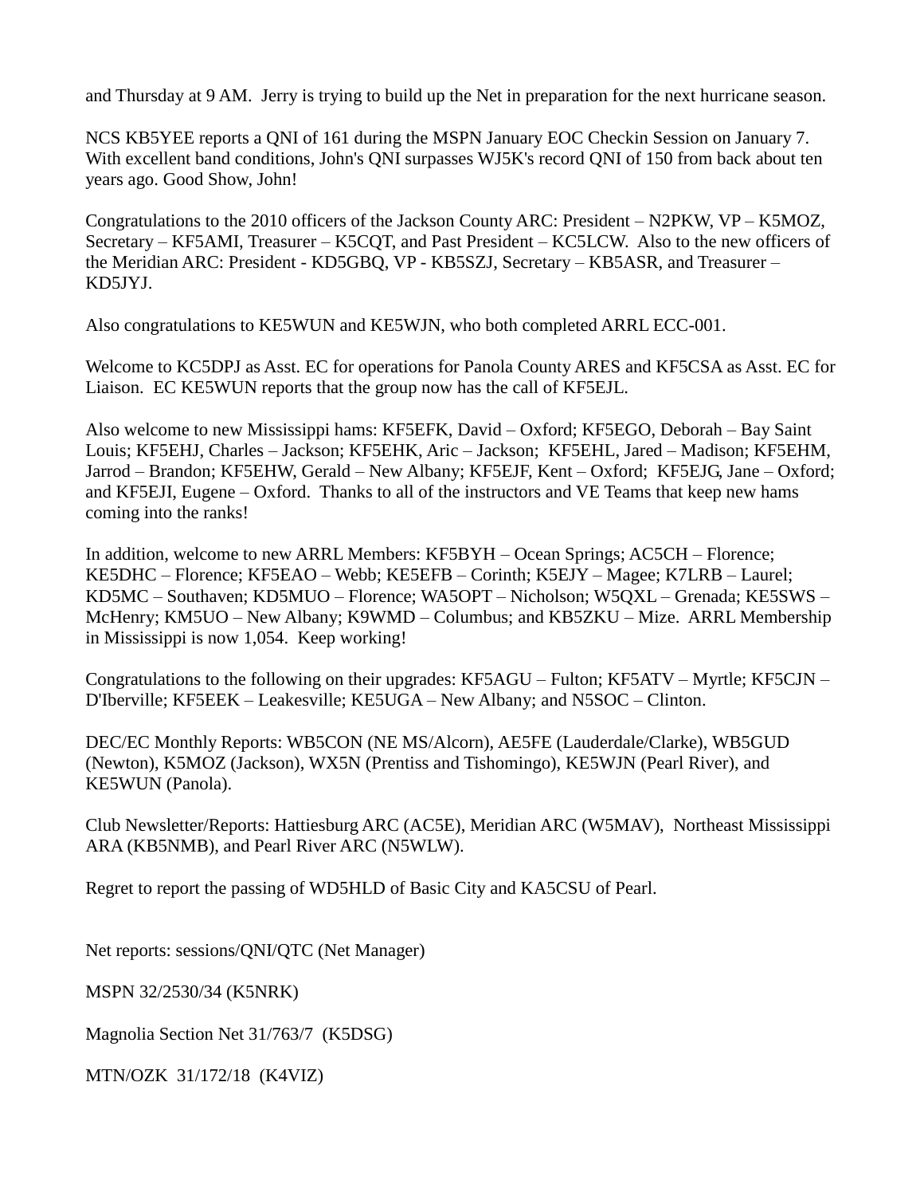and Thursday at 9 AM. Jerry is trying to build up the Net in preparation for the next hurricane season.

NCS KB5YEE reports a QNI of 161 during the MSPN January EOC Checkin Session on January 7. With excellent band conditions, John's QNI surpasses WJ5K's record QNI of 150 from back about ten years ago. Good Show, John!

Congratulations to the 2010 officers of the Jackson County ARC: President – N2PKW, VP – K5MOZ, Secretary – KF5AMI, Treasurer – K5CQT, and Past President – KC5LCW. Also to the new officers of the Meridian ARC: President - KD5GBQ, VP - KB5SZJ, Secretary – KB5ASR, and Treasurer – KD5JYJ.

Also congratulations to KE5WUN and KE5WJN, who both completed ARRL ECC-001.

Welcome to KC5DPJ as Asst. EC for operations for Panola County ARES and KF5CSA as Asst. EC for Liaison. EC KE5WUN reports that the group now has the call of KF5EJL.

Also welcome to new Mississippi hams: KF5EFK, David – Oxford; KF5EGO, Deborah – Bay Saint Louis; KF5EHJ, Charles – Jackson; KF5EHK, Aric – Jackson; KF5EHL, Jared – Madison; KF5EHM, Jarrod – Brandon; KF5EHW, Gerald – New Albany; KF5EJF, Kent – Oxford; KF5EJG, Jane – Oxford; and KF5EJI, Eugene – Oxford. Thanks to all of the instructors and VE Teams that keep new hams coming into the ranks!

In addition, welcome to new ARRL Members: KF5BYH – Ocean Springs; AC5CH – Florence; KE5DHC – Florence; KF5EAO – Webb; KE5EFB – Corinth; K5EJY – Magee; K7LRB – Laurel; KD5MC – Southaven; KD5MUO – Florence; WA5OPT – Nicholson; W5QXL – Grenada; KE5SWS – McHenry; KM5UO – New Albany; K9WMD – Columbus; and KB5ZKU – Mize. ARRL Membership in Mississippi is now 1,054. Keep working!

Congratulations to the following on their upgrades: KF5AGU – Fulton; KF5ATV – Myrtle; KF5CJN – D'Iberville; KF5EEK – Leakesville; KE5UGA – New Albany; and N5SOC – Clinton.

DEC/EC Monthly Reports: WB5CON (NE MS/Alcorn), AE5FE (Lauderdale/Clarke), WB5GUD (Newton), K5MOZ (Jackson), WX5N (Prentiss and Tishomingo), KE5WJN (Pearl River), and KE5WUN (Panola).

Club Newsletter/Reports: Hattiesburg ARC (AC5E), Meridian ARC (W5MAV), Northeast Mississippi ARA (KB5NMB), and Pearl River ARC (N5WLW).

Regret to report the passing of WD5HLD of Basic City and KA5CSU of Pearl.

Net reports: sessions/QNI/QTC (Net Manager)

MSPN 32/2530/34 (K5NRK)

Magnolia Section Net 31/763/7 (K5DSG)

MTN/OZK 31/172/18 (K4VIZ)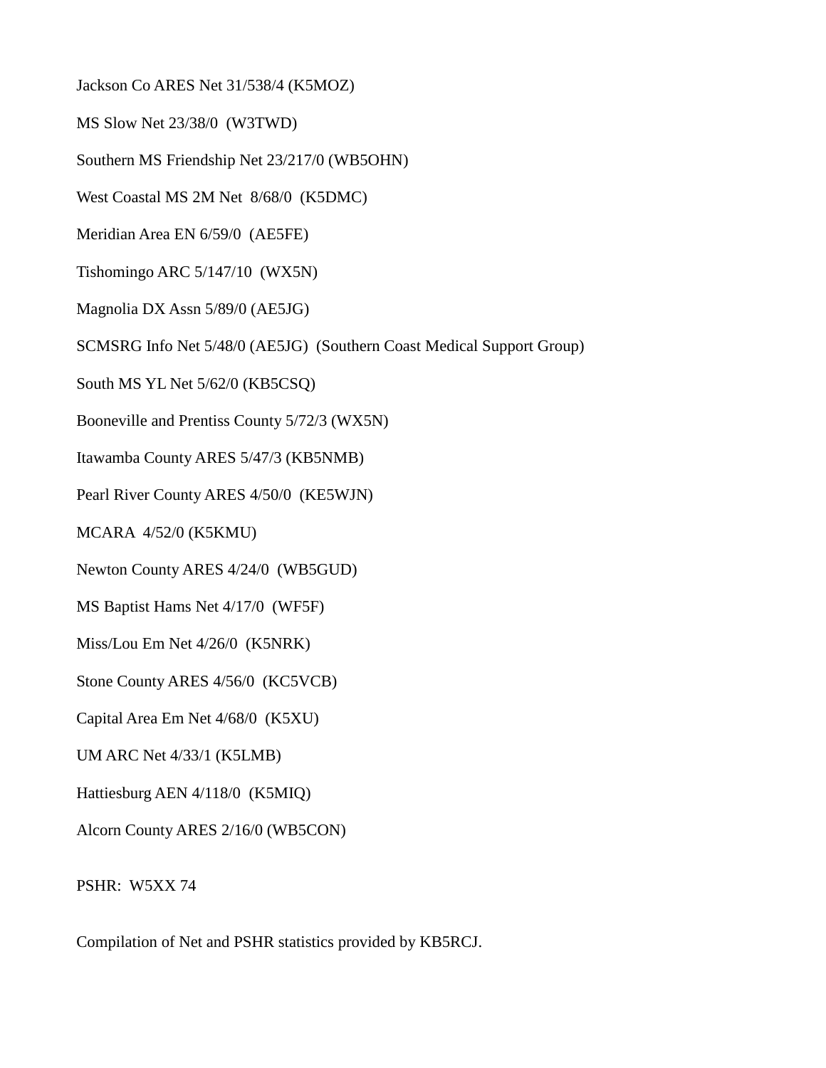Jackson Co ARES Net 31/538/4 (K5MOZ)

MS Slow Net 23/38/0 (W3TWD)

Southern MS Friendship Net 23/217/0 (WB5OHN)

West Coastal MS 2M Net 8/68/0 (K5DMC)

Meridian Area EN 6/59/0 (AE5FE)

Tishomingo ARC 5/147/10 (WX5N)

Magnolia DX Assn 5/89/0 (AE5JG)

SCMSRG Info Net 5/48/0 (AE5JG) (Southern Coast Medical Support Group)

South MS YL Net 5/62/0 (KB5CSQ)

Booneville and Prentiss County 5/72/3 (WX5N)

Itawamba County ARES 5/47/3 (KB5NMB)

Pearl River County ARES 4/50/0 (KE5WJN)

MCARA 4/52/0 (K5KMU)

Newton County ARES 4/24/0 (WB5GUD)

MS Baptist Hams Net 4/17/0 (WF5F)

Miss/Lou Em Net 4/26/0 (K5NRK)

Stone County ARES 4/56/0 (KC5VCB)

Capital Area Em Net 4/68/0 (K5XU)

UM ARC Net 4/33/1 (K5LMB)

Hattiesburg AEN 4/118/0 (K5MIQ)

Alcorn County ARES 2/16/0 (WB5CON)

PSHR: W5XX 74

Compilation of Net and PSHR statistics provided by KB5RCJ.